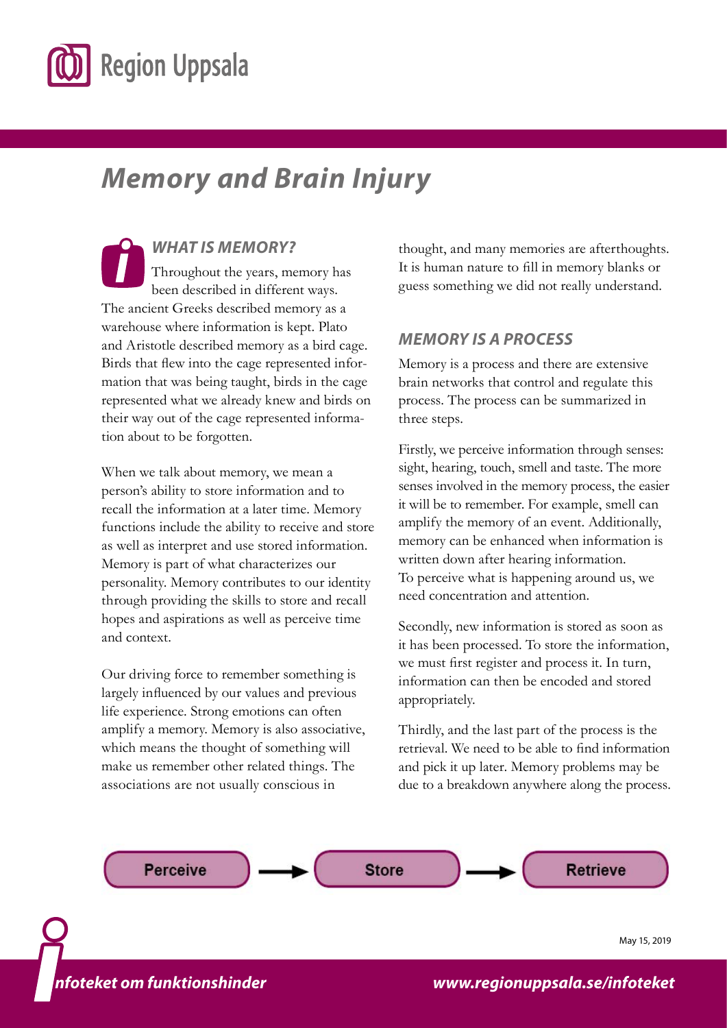# Memory and Brain Injury

## WHAT IS MEMORY?

Throughout the years, memory has been described in different ways. The ancient Greeks described memory as a warehouse where information is kept. Plato and Aristotle described memory as a bird cage. Birds that flew into the cage represented information that was being taught, birds in the cage represented what we already knew and birds on their way out of the cage represented information about to be forgotten.

When we talk about memory, we mean a person's ability to store information and to recall the information at a later time. Memory functions include the ability to receive and store as well as interpret and use stored information. Memory is part of what characterizes our personality. Memory contributes to our identity through providing the skills to store and recall hopes and aspirations as well as perceive time and context.

Our driving force to remember something is largely influenced by our values and previous life experience. Strong emotions can often amplify a memory. Memory is also associative, which means the thought of something will make us remember other related things. The associations are not usually conscious in thought, and many memories are afterthoughts. It is human nature to fill in memory blanks or guess something we did not really understand.

## MEMORY IS A PROCESS

Memory is a process and there are extensive brain networks that control and regulate this process. The process can be summarized in three steps.

Firstly, we perceive information through senses: sight, hearing, touch, smell and taste. The more senses involved in the memory process, the easier it will be to remember. For example, smell can amplify the memory of an event. Additionally, memory can be enhanced when information is written down after hearing information. To perceive what is happening around us, we need concentration and attention.

Secondly, new information is stored as soon as it has been processed. To store the information, we must first register and process it. In turn, information can then be encoded and stored appropriately.

Thirdly, and the last part of the process is the retrieval. We need to be able to find information and pick it up later. Memory problems may be due to a breakdown anywhere along the process.

Perceive → Store → Retrieve

May 15, 2019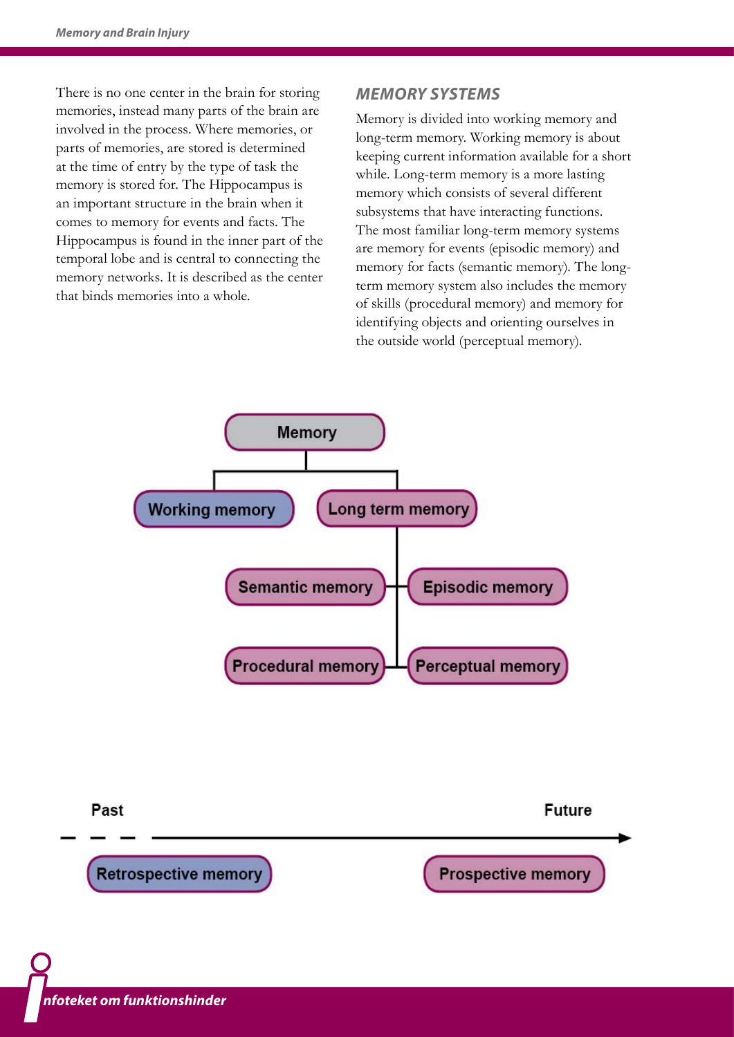There is no one center in the brain for storing memories, instead many parts of the brain are involved in the process. Where memories, or parts of memories, are stored is determined at the time of entry by the type of task the memory is stored for. The Hippocampus is an important structure in the brain when it comes to memory for events and facts. The Hippocampus is found in the inner part of the temporal lobe and is central to connecting the memory networks. It is described as the center that binds memories into a whole.

## *MEMORY SYSTEMS*

Memory is divided into working memory and long-term memory. Working memory is about keeping current information available for a short while. Long-term memory is a more lasting memory which consists of several different subsystems that have interacting functions. The most familiar long-term memory systems are memory for events (episodic memory) and memory for facts (semantic memory). The long-term memory system also includes the memory of skills (procedural memory) and memory for identifying objects and orienting ourselves in the outside world (perceptual memory).

- Memory
  - Working memory
  - Long term memory
    - Semantic memory
    - Episodic memory
    - Procedural memory
    - Perceptual memory

Past → Future

Retrospective memory — Prospective memory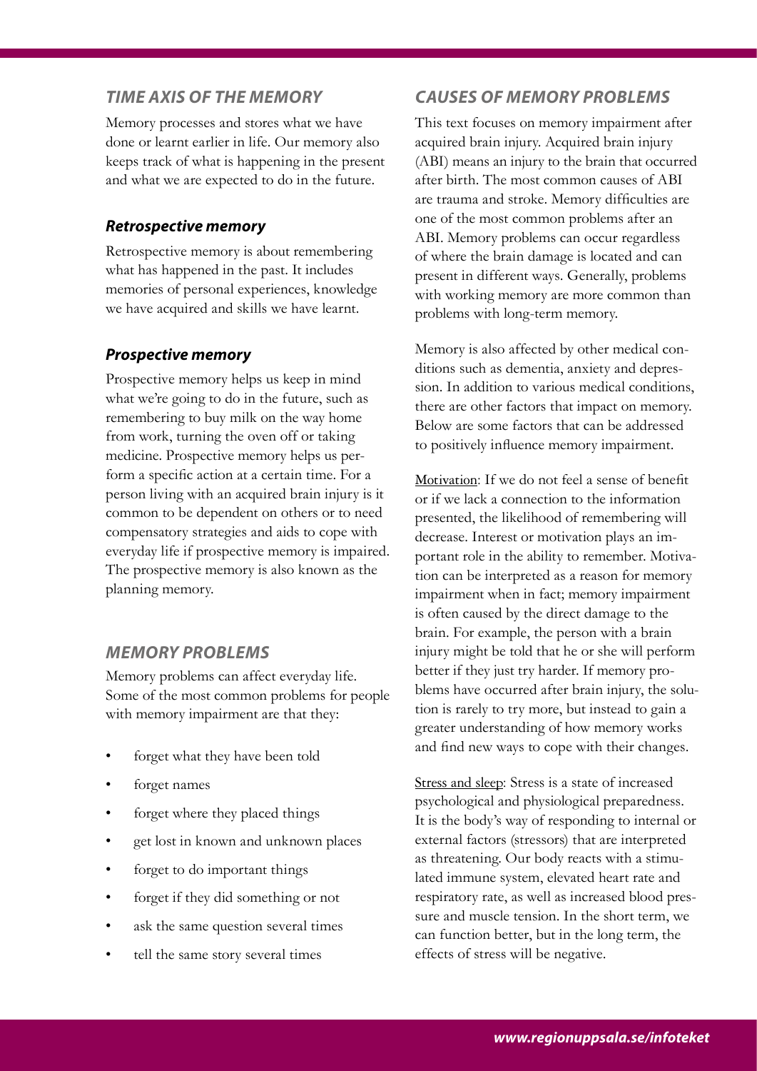## TIME AXIS OF THE MEMORY

Memory processes and stores what we have done or learnt earlier in life. Our memory also keeps track of what is happening in the present and what we are expected to do in the future.

### Retrospective memory

Retrospective memory is about remembering what has happened in the past. It includes memories of personal experiences, knowledge we have acquired and skills we have learnt.

### Prospective memory

Prospective memory helps us keep in mind what we're going to do in the future, such as remembering to buy milk on the way home from work, turning the oven off or taking medicine. Prospective memory helps us perform a specific action at a certain time. For a person living with an acquired brain injury is it common to be dependent on others or to need compensatory strategies and aids to cope with everyday life if prospective memory is impaired. The prospective memory is also known as the planning memory.

## MEMORY PROBLEMS

Memory problems can affect everyday life. Some of the most common problems for people with memory impairment are that they:

- forget what they have been told
- forget names
- forget where they placed things
- get lost in known and unknown places
- forget to do important things
- forget if they did something or not
- ask the same question several times
- tell the same story several times

## CAUSES OF MEMORY PROBLEMS

This text focuses on memory impairment after acquired brain injury. Acquired brain injury (ABI) means an injury to the brain that occurred after birth. The most common causes of ABI are trauma and stroke. Memory difficulties are one of the most common problems after an ABI. Memory problems can occur regardless of where the brain damage is located and can present in different ways. Generally, problems with working memory are more common than problems with long-term memory.

Memory is also affected by other medical conditions such as dementia, anxiety and depression. In addition to various medical conditions, there are other factors that impact on memory. Below are some factors that can be addressed to positively influence memory impairment.

Motivation: If we do not feel a sense of benefit or if we lack a connection to the information presented, the likelihood of remembering will decrease. Interest or motivation plays an important role in the ability to remember. Motivation can be interpreted as a reason for memory impairment when in fact; memory impairment is often caused by the direct damage to the brain. For example, the person with a brain injury might be told that he or she will perform better if they just try harder. If memory problems have occurred after brain injury, the solution is rarely to try more, but instead to gain a greater understanding of how memory works and find new ways to cope with their changes.

Stress and sleep: Stress is a state of increased psychological and physiological preparedness. It is the body's way of responding to internal or external factors (stressors) that are interpreted as threatening. Our body reacts with a stimulated immune system, elevated heart rate and respiratory rate, as well as increased blood pressure and muscle tension. In the short term, we can function better, but in the long term, the effects of stress will be negative.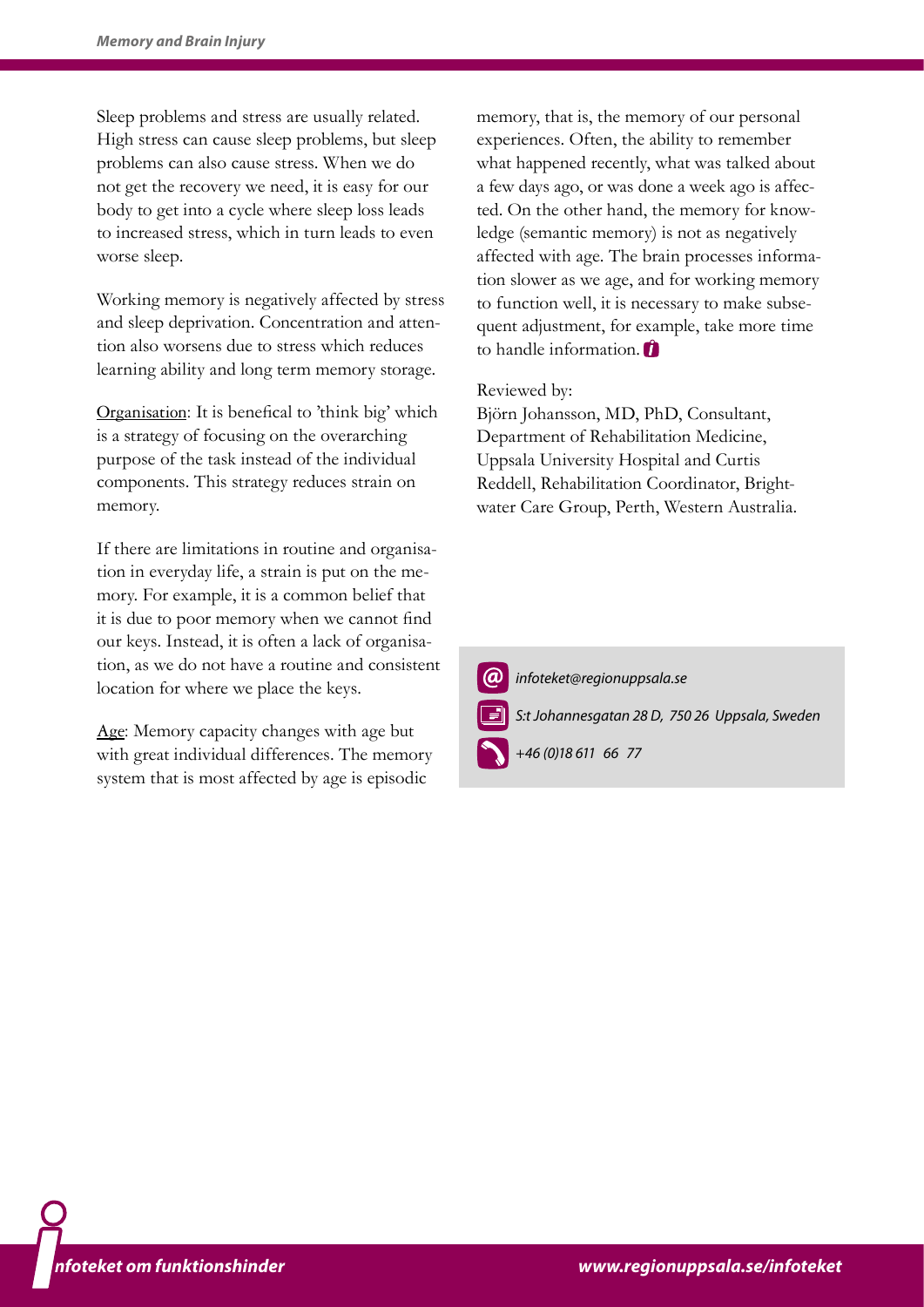Sleep problems and stress are usually related. High stress can cause sleep problems, but sleep problems can also cause stress. When we do not get the recovery we need, it is easy for our body to get into a cycle where sleep loss leads to increased stress, which in turn leads to even worse sleep.

Working memory is negatively affected by stress and sleep deprivation. Concentration and attention also worsens due to stress which reduces learning ability and long term memory storage.

Organisation: It is benefical to 'think big' which is a strategy of focusing on the overarching purpose of the task instead of the individual components. This strategy reduces strain on memory.

If there are limitations in routine and organisation in everyday life, a strain is put on the memory. For example, it is a common belief that it is due to poor memory when we cannot find our keys. Instead, it is often a lack of organisation, as we do not have a routine and consistent location for where we place the keys.

Age: Memory capacity changes with age but with great individual differences. The memory system that is most affected by age is episodic memory, that is, the memory of our personal experiences. Often, the ability to remember what happened recently, what was talked about a few days ago, or was done a week ago is affected. On the other hand, the memory for knowledge (semantic memory) is not as negatively affected with age. The brain processes information slower as we age, and for working memory to function well, it is necessary to make subsequent adjustment, for example, take more time to handle information.

Reviewed by:
Björn Johansson, MD, PhD, Consultant, Department of Rehabilitation Medicine, Uppsala University Hospital and Curtis Reddell, Rehabilitation Coordinator, Brightwater Care Group, Perth, Western Australia.

*infoteket@regionuppsala.se*

*S:t Johannesgatan 28 D, 750 26 Uppsala, Sweden*

*+46 (0)18 611 66 77*